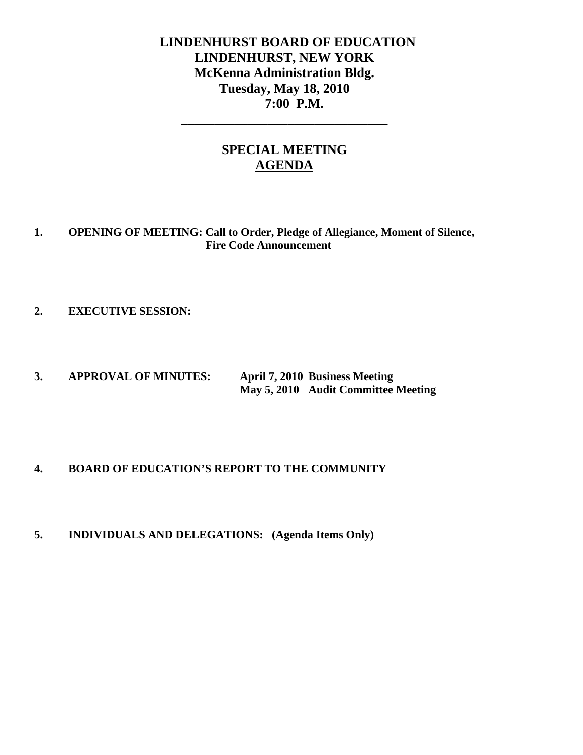# LINDENHURST BOARD OF EDUCATION
# LINDENHURST, NEW YORK
# McKenna Administration Bldg.
# Tuesday, May 18, 2010
# 7:00 P.M.

---

## SPECIAL MEETING
## AGENDA

**1. OPENING OF MEETING: Call to Order, Pledge of Allegiance, Moment of Silence, Fire Code Announcement**

**2. EXECUTIVE SESSION:**

**3. APPROVAL OF MINUTES:** **April 7, 2010 Business Meeting**
**May 5, 2010 Audit Committee Meeting**

**4. BOARD OF EDUCATION'S REPORT TO THE COMMUNITY**

**5. INDIVIDUALS AND DELEGATIONS: (Agenda Items Only)**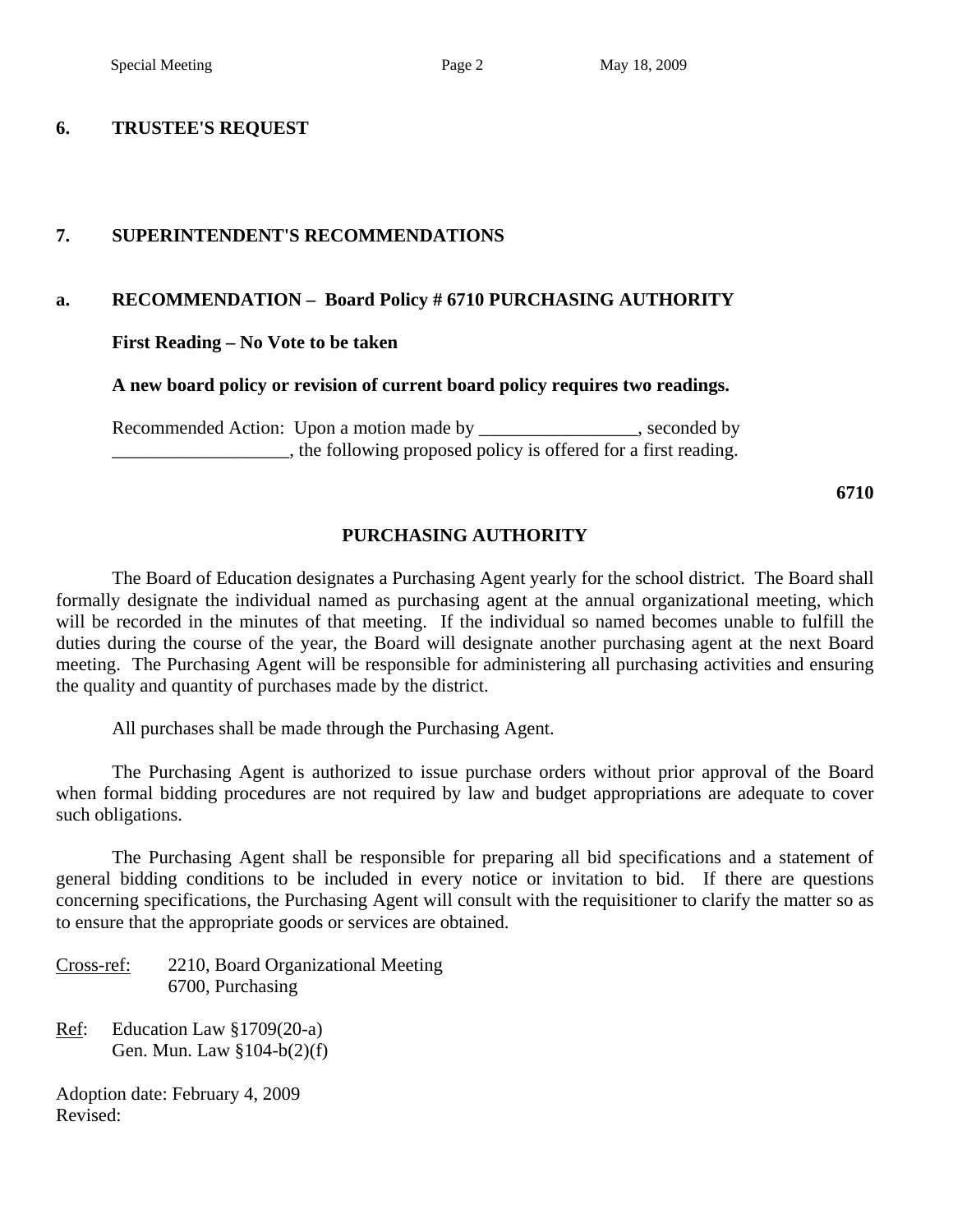## 6. TRUSTEE'S REQUEST

## 7. SUPERINTENDENT'S RECOMMENDATIONS

### a. RECOMMENDATION – Board Policy # 6710 PURCHASING AUTHORITY

**First Reading – No Vote to be taken**

**A new board policy or revision of current board policy requires two readings.**

Recommended Action: Upon a motion made by _________________, seconded by ___________________, the following proposed policy is offered for a first reading.

**6710**

**PURCHASING AUTHORITY**

The Board of Education designates a Purchasing Agent yearly for the school district. The Board shall formally designate the individual named as purchasing agent at the annual organizational meeting, which will be recorded in the minutes of that meeting. If the individual so named becomes unable to fulfill the duties during the course of the year, the Board will designate another purchasing agent at the next Board meeting. The Purchasing Agent will be responsible for administering all purchasing activities and ensuring the quality and quantity of purchases made by the district.

All purchases shall be made through the Purchasing Agent.

The Purchasing Agent is authorized to issue purchase orders without prior approval of the Board when formal bidding procedures are not required by law and budget appropriations are adequate to cover such obligations.

The Purchasing Agent shall be responsible for preparing all bid specifications and a statement of general bidding conditions to be included in every notice or invitation to bid. If there are questions concerning specifications, the Purchasing Agent will consult with the requisitioner to clarify the matter so as to ensure that the appropriate goods or services are obtained.

Cross-ref: 2210, Board Organizational Meeting
6700, Purchasing

Ref: Education Law §1709(20-a)
Gen. Mun. Law §104-b(2)(f)

Adoption date: February 4, 2009
Revised: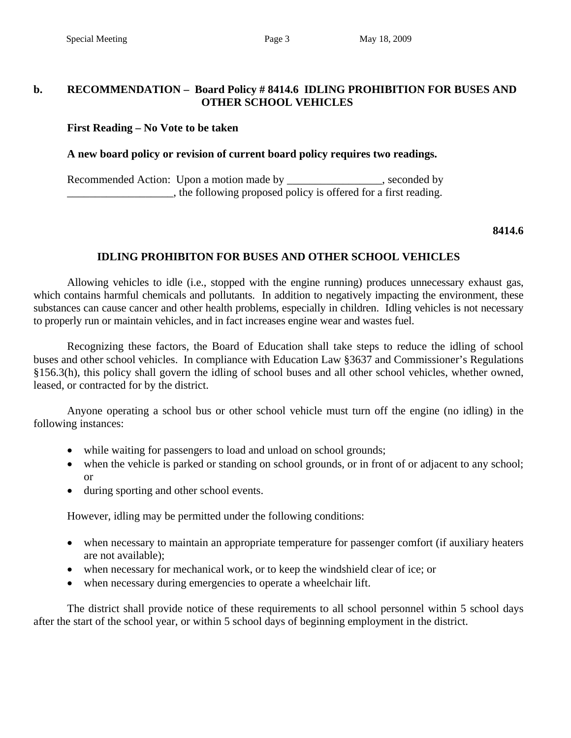**b. RECOMMENDATION – Board Policy # 8414.6 IDLING PROHIBITION FOR BUSES AND OTHER SCHOOL VEHICLES**

**First Reading – No Vote to be taken**

**A new board policy or revision of current board policy requires two readings.**

Recommended Action: Upon a motion made by _________________, seconded by ___________________, the following proposed policy is offered for a first reading.

**8414.6**

**IDLING PROHIBITON FOR BUSES AND OTHER SCHOOL VEHICLES**

Allowing vehicles to idle (i.e., stopped with the engine running) produces unnecessary exhaust gas, which contains harmful chemicals and pollutants. In addition to negatively impacting the environment, these substances can cause cancer and other health problems, especially in children. Idling vehicles is not necessary to properly run or maintain vehicles, and in fact increases engine wear and wastes fuel.

Recognizing these factors, the Board of Education shall take steps to reduce the idling of school buses and other school vehicles. In compliance with Education Law §3637 and Commissioner's Regulations §156.3(h), this policy shall govern the idling of school buses and all other school vehicles, whether owned, leased, or contracted for by the district.

Anyone operating a school bus or other school vehicle must turn off the engine (no idling) in the following instances:

- while waiting for passengers to load and unload on school grounds;
- when the vehicle is parked or standing on school grounds, or in front of or adjacent to any school; or
- during sporting and other school events.

However, idling may be permitted under the following conditions:

- when necessary to maintain an appropriate temperature for passenger comfort (if auxiliary heaters are not available);
- when necessary for mechanical work, or to keep the windshield clear of ice; or
- when necessary during emergencies to operate a wheelchair lift.

The district shall provide notice of these requirements to all school personnel within 5 school days after the start of the school year, or within 5 school days of beginning employment in the district.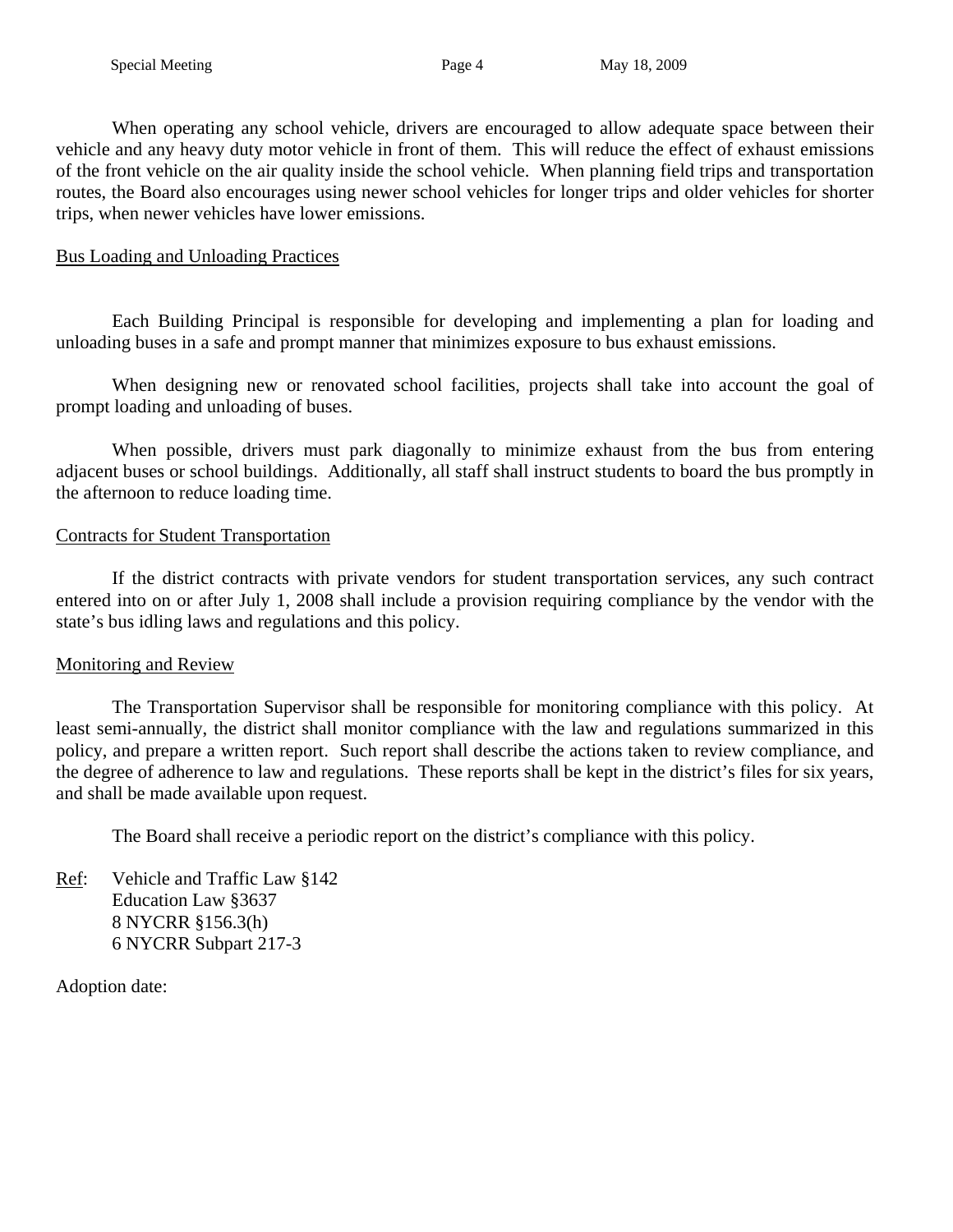When operating any school vehicle, drivers are encouraged to allow adequate space between their vehicle and any heavy duty motor vehicle in front of them. This will reduce the effect of exhaust emissions of the front vehicle on the air quality inside the school vehicle. When planning field trips and transportation routes, the Board also encourages using newer school vehicles for longer trips and older vehicles for shorter trips, when newer vehicles have lower emissions.

Bus Loading and Unloading Practices

Each Building Principal is responsible for developing and implementing a plan for loading and unloading buses in a safe and prompt manner that minimizes exposure to bus exhaust emissions.

When designing new or renovated school facilities, projects shall take into account the goal of prompt loading and unloading of buses.

When possible, drivers must park diagonally to minimize exhaust from the bus from entering adjacent buses or school buildings. Additionally, all staff shall instruct students to board the bus promptly in the afternoon to reduce loading time.

Contracts for Student Transportation

If the district contracts with private vendors for student transportation services, any such contract entered into on or after July 1, 2008 shall include a provision requiring compliance by the vendor with the state's bus idling laws and regulations and this policy.

Monitoring and Review

The Transportation Supervisor shall be responsible for monitoring compliance with this policy. At least semi-annually, the district shall monitor compliance with the law and regulations summarized in this policy, and prepare a written report. Such report shall describe the actions taken to review compliance, and the degree of adherence to law and regulations. These reports shall be kept in the district's files for six years, and shall be made available upon request.

The Board shall receive a periodic report on the district's compliance with this policy.

Ref: Vehicle and Traffic Law §142
Education Law §3637
8 NYCRR §156.3(h)
6 NYCRR Subpart 217-3

Adoption date: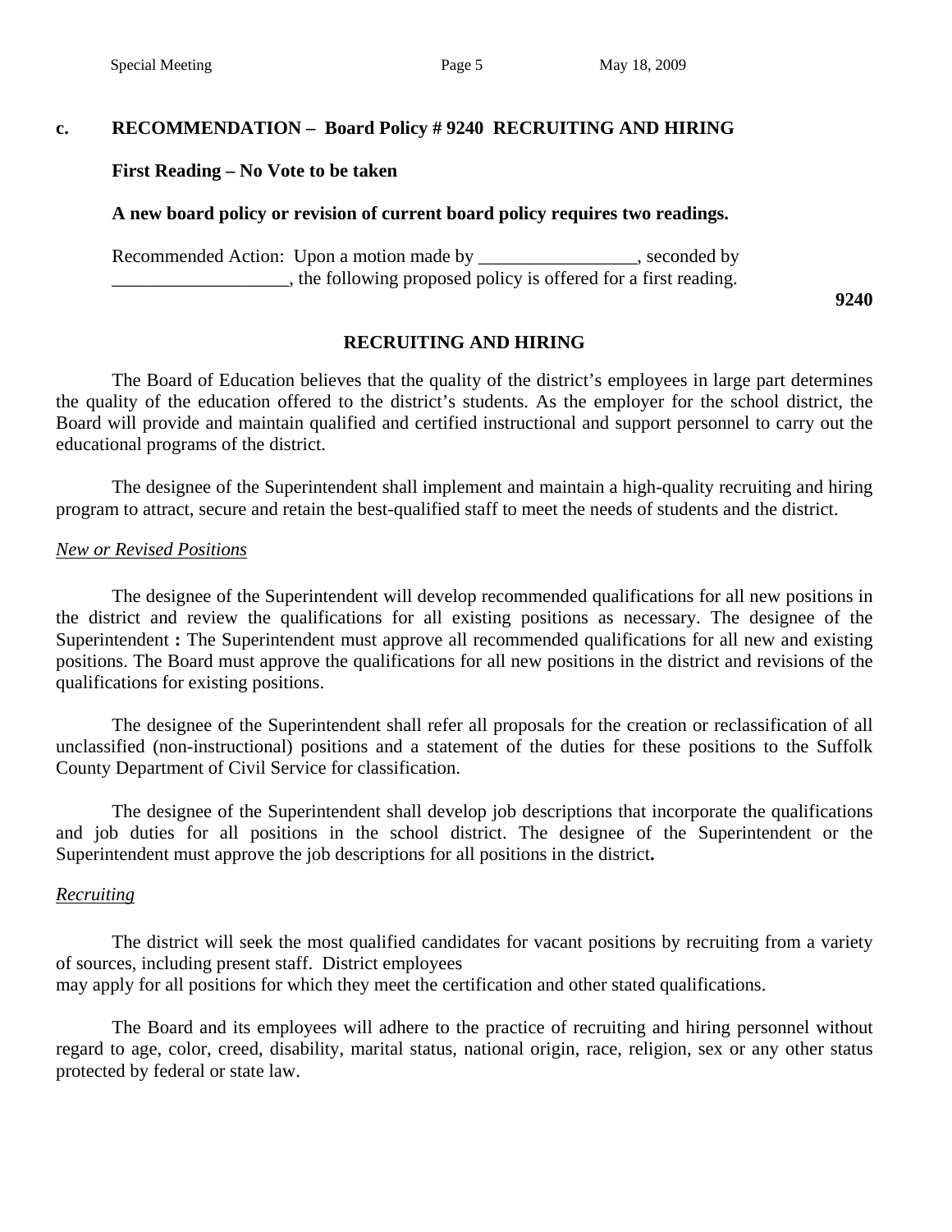**c. RECOMMENDATION – Board Policy # 9240 RECRUITING AND HIRING**

**First Reading – No Vote to be taken**

**A new board policy or revision of current board policy requires two readings.**

Recommended Action: Upon a motion made by _________________, seconded by ___________________, the following proposed policy is offered for a first reading.

**9240**

## RECRUITING AND HIRING

The Board of Education believes that the quality of the district's employees in large part determines the quality of the education offered to the district's students. As the employer for the school district, the Board will provide and maintain qualified and certified instructional and support personnel to carry out the educational programs of the district.

The designee of the Superintendent shall implement and maintain a high-quality recruiting and hiring program to attract, secure and retain the best-qualified staff to meet the needs of students and the district.

*New or Revised Positions*

The designee of the Superintendent will develop recommended qualifications for all new positions in the district and review the qualifications for all existing positions as necessary. The designee of the Superintendent **:** The Superintendent must approve all recommended qualifications for all new and existing positions. The Board must approve the qualifications for all new positions in the district and revisions of the qualifications for existing positions.

The designee of the Superintendent shall refer all proposals for the creation or reclassification of all unclassified (non-instructional) positions and a statement of the duties for these positions to the Suffolk County Department of Civil Service for classification.

The designee of the Superintendent shall develop job descriptions that incorporate the qualifications and job duties for all positions in the school district. The designee of the Superintendent or the Superintendent must approve the job descriptions for all positions in the district**.**

*Recruiting*

The district will seek the most qualified candidates for vacant positions by recruiting from a variety of sources, including present staff. District employees may apply for all positions for which they meet the certification and other stated qualifications.

The Board and its employees will adhere to the practice of recruiting and hiring personnel without regard to age, color, creed, disability, marital status, national origin, race, religion, sex or any other status protected by federal or state law.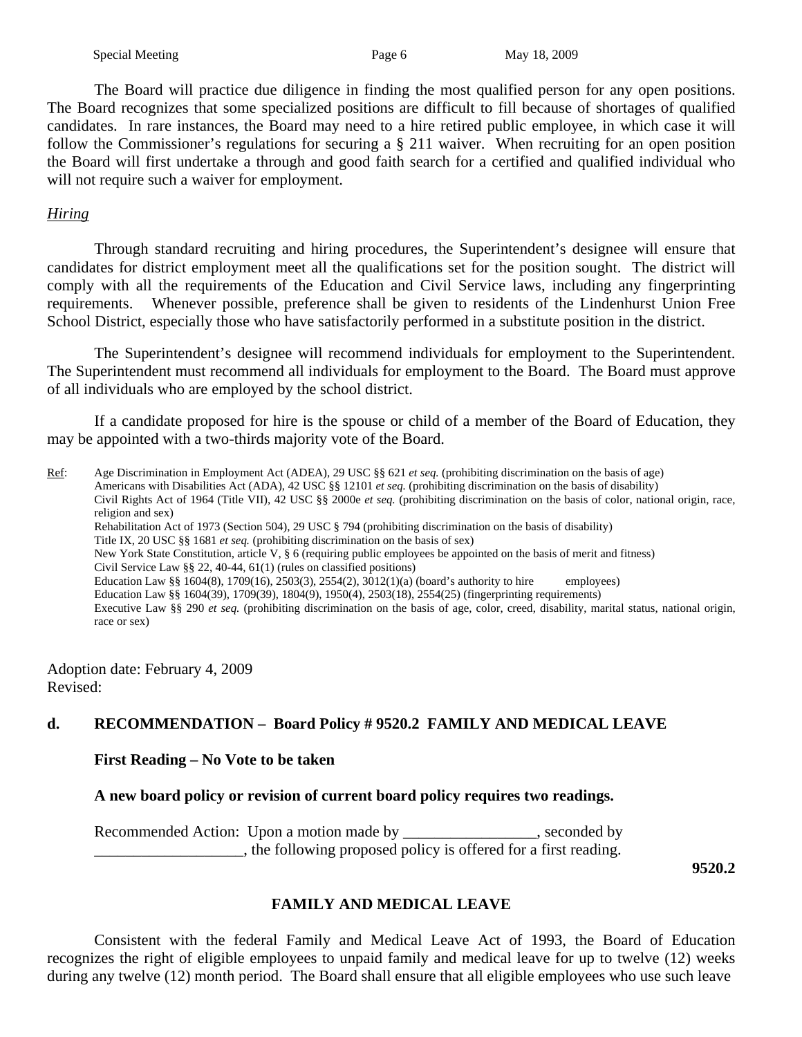The Board will practice due diligence in finding the most qualified person for any open positions. The Board recognizes that some specialized positions are difficult to fill because of shortages of qualified candidates. In rare instances, the Board may need to a hire retired public employee, in which case it will follow the Commissioner's regulations for securing a § 211 waiver. When recruiting for an open position the Board will first undertake a through and good faith search for a certified and qualified individual who will not require such a waiver for employment.

*Hiring*

Through standard recruiting and hiring procedures, the Superintendent's designee will ensure that candidates for district employment meet all the qualifications set for the position sought. The district will comply with all the requirements of the Education and Civil Service laws, including any fingerprinting requirements. Whenever possible, preference shall be given to residents of the Lindenhurst Union Free School District, especially those who have satisfactorily performed in a substitute position in the district.

The Superintendent's designee will recommend individuals for employment to the Superintendent. The Superintendent must recommend all individuals for employment to the Board. The Board must approve of all individuals who are employed by the school district.

If a candidate proposed for hire is the spouse or child of a member of the Board of Education, they may be appointed with a two-thirds majority vote of the Board.

Ref: Age Discrimination in Employment Act (ADEA), 29 USC §§ 621 *et seq.* (prohibiting discrimination on the basis of age)
Americans with Disabilities Act (ADA), 42 USC §§ 12101 *et seq.* (prohibiting discrimination on the basis of disability)
Civil Rights Act of 1964 (Title VII), 42 USC §§ 2000e *et seq.* (prohibiting discrimination on the basis of color, national origin, race, religion and sex)
Rehabilitation Act of 1973 (Section 504), 29 USC § 794 (prohibiting discrimination on the basis of disability)
Title IX, 20 USC §§ 1681 *et seq.* (prohibiting discrimination on the basis of sex)
New York State Constitution, article V, § 6 (requiring public employees be appointed on the basis of merit and fitness)
Civil Service Law §§ 22, 40-44, 61(1) (rules on classified positions)
Education Law §§ 1604(8), 1709(16), 2503(3), 2554(2), 3012(1)(a) (board's authority to hire employees)
Education Law §§ 1604(39), 1709(39), 1804(9), 1950(4), 2503(18), 2554(25) (fingerprinting requirements)
Executive Law §§ 290 *et seq.* (prohibiting discrimination on the basis of age, color, creed, disability, marital status, national origin, race or sex)

Adoption date: February 4, 2009
Revised:

**d. RECOMMENDATION – Board Policy # 9520.2 FAMILY AND MEDICAL LEAVE**

**First Reading – No Vote to be taken**

**A new board policy or revision of current board policy requires two readings.**

Recommended Action: Upon a motion made by _________________, seconded by ___________________, the following proposed policy is offered for a first reading.

**9520.2**

## FAMILY AND MEDICAL LEAVE

Consistent with the federal Family and Medical Leave Act of 1993, the Board of Education recognizes the right of eligible employees to unpaid family and medical leave for up to twelve (12) weeks during any twelve (12) month period. The Board shall ensure that all eligible employees who use such leave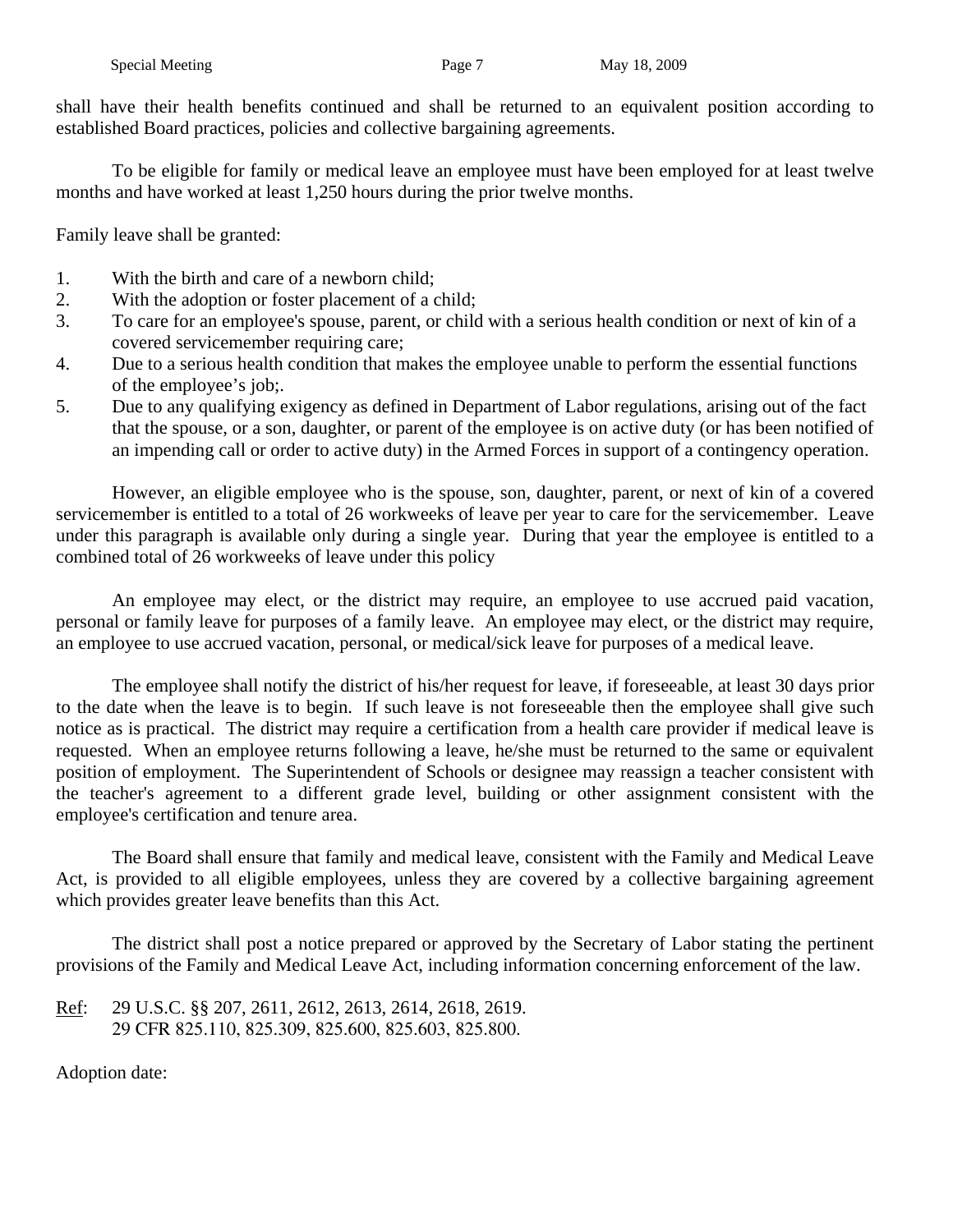shall have their health benefits continued and shall be returned to an equivalent position according to established Board practices, policies and collective bargaining agreements.

To be eligible for family or medical leave an employee must have been employed for at least twelve months and have worked at least 1,250 hours during the prior twelve months.

Family leave shall be granted:

1. With the birth and care of a newborn child;
2. With the adoption or foster placement of a child;
3. To care for an employee's spouse, parent, or child with a serious health condition or next of kin of a covered servicemember requiring care;
4. Due to a serious health condition that makes the employee unable to perform the essential functions of the employee's job;.
5. Due to any qualifying exigency as defined in Department of Labor regulations, arising out of the fact that the spouse, or a son, daughter, or parent of the employee is on active duty (or has been notified of an impending call or order to active duty) in the Armed Forces in support of a contingency operation.

However, an eligible employee who is the spouse, son, daughter, parent, or next of kin of a covered servicemember is entitled to a total of 26 workweeks of leave per year to care for the servicemember. Leave under this paragraph is available only during a single year. During that year the employee is entitled to a combined total of 26 workweeks of leave under this policy

An employee may elect, or the district may require, an employee to use accrued paid vacation, personal or family leave for purposes of a family leave. An employee may elect, or the district may require, an employee to use accrued vacation, personal, or medical/sick leave for purposes of a medical leave.

The employee shall notify the district of his/her request for leave, if foreseeable, at least 30 days prior to the date when the leave is to begin. If such leave is not foreseeable then the employee shall give such notice as is practical. The district may require a certification from a health care provider if medical leave is requested. When an employee returns following a leave, he/she must be returned to the same or equivalent position of employment. The Superintendent of Schools or designee may reassign a teacher consistent with the teacher's agreement to a different grade level, building or other assignment consistent with the employee's certification and tenure area.

The Board shall ensure that family and medical leave, consistent with the Family and Medical Leave Act, is provided to all eligible employees, unless they are covered by a collective bargaining agreement which provides greater leave benefits than this Act.

The district shall post a notice prepared or approved by the Secretary of Labor stating the pertinent provisions of the Family and Medical Leave Act, including information concerning enforcement of the law.

<u>Ref</u>: 29 U.S.C. §§ 207, 2611, 2612, 2613, 2614, 2618, 2619.
29 CFR 825.110, 825.309, 825.600, 825.603, 825.800.

Adoption date: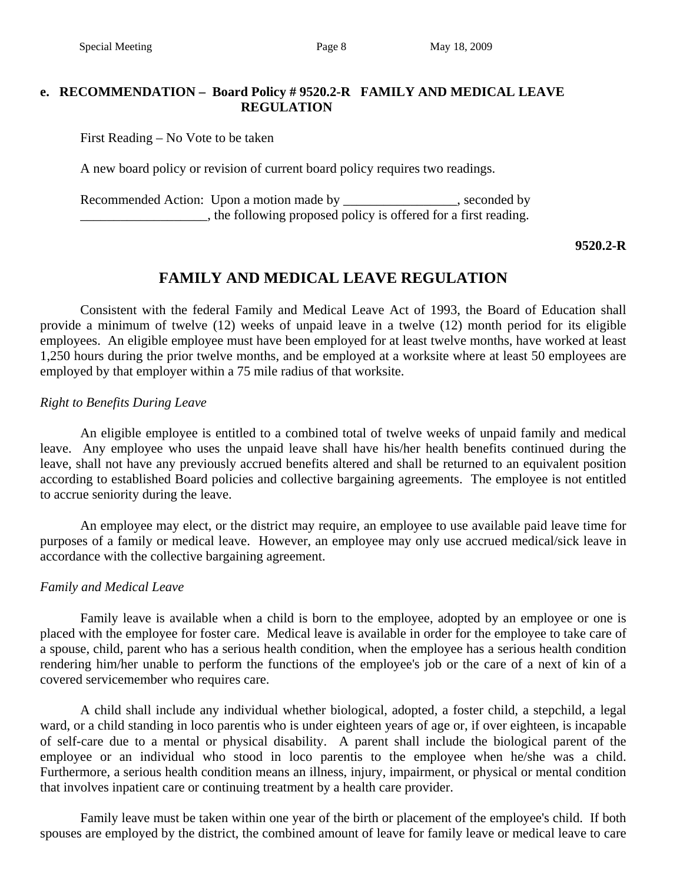**e. RECOMMENDATION – Board Policy # 9520.2-R FAMILY AND MEDICAL LEAVE REGULATION**

First Reading – No Vote to be taken

A new board policy or revision of current board policy requires two readings.

Recommended Action: Upon a motion made by _________________, seconded by ___________________, the following proposed policy is offered for a first reading.

**9520.2-R**

## FAMILY AND MEDICAL LEAVE REGULATION

Consistent with the federal Family and Medical Leave Act of 1993, the Board of Education shall provide a minimum of twelve (12) weeks of unpaid leave in a twelve (12) month period for its eligible employees. An eligible employee must have been employed for at least twelve months, have worked at least 1,250 hours during the prior twelve months, and be employed at a worksite where at least 50 employees are employed by that employer within a 75 mile radius of that worksite.

*Right to Benefits During Leave*

An eligible employee is entitled to a combined total of twelve weeks of unpaid family and medical leave. Any employee who uses the unpaid leave shall have his/her health benefits continued during the leave, shall not have any previously accrued benefits altered and shall be returned to an equivalent position according to established Board policies and collective bargaining agreements. The employee is not entitled to accrue seniority during the leave.

An employee may elect, or the district may require, an employee to use available paid leave time for purposes of a family or medical leave. However, an employee may only use accrued medical/sick leave in accordance with the collective bargaining agreement.

*Family and Medical Leave*

Family leave is available when a child is born to the employee, adopted by an employee or one is placed with the employee for foster care. Medical leave is available in order for the employee to take care of a spouse, child, parent who has a serious health condition, when the employee has a serious health condition rendering him/her unable to perform the functions of the employee's job or the care of a next of kin of a covered servicemember who requires care.

A child shall include any individual whether biological, adopted, a foster child, a stepchild, a legal ward, or a child standing in loco parentis who is under eighteen years of age or, if over eighteen, is incapable of self-care due to a mental or physical disability. A parent shall include the biological parent of the employee or an individual who stood in loco parentis to the employee when he/she was a child. Furthermore, a serious health condition means an illness, injury, impairment, or physical or mental condition that involves inpatient care or continuing treatment by a health care provider.

Family leave must be taken within one year of the birth or placement of the employee's child. If both spouses are employed by the district, the combined amount of leave for family leave or medical leave to care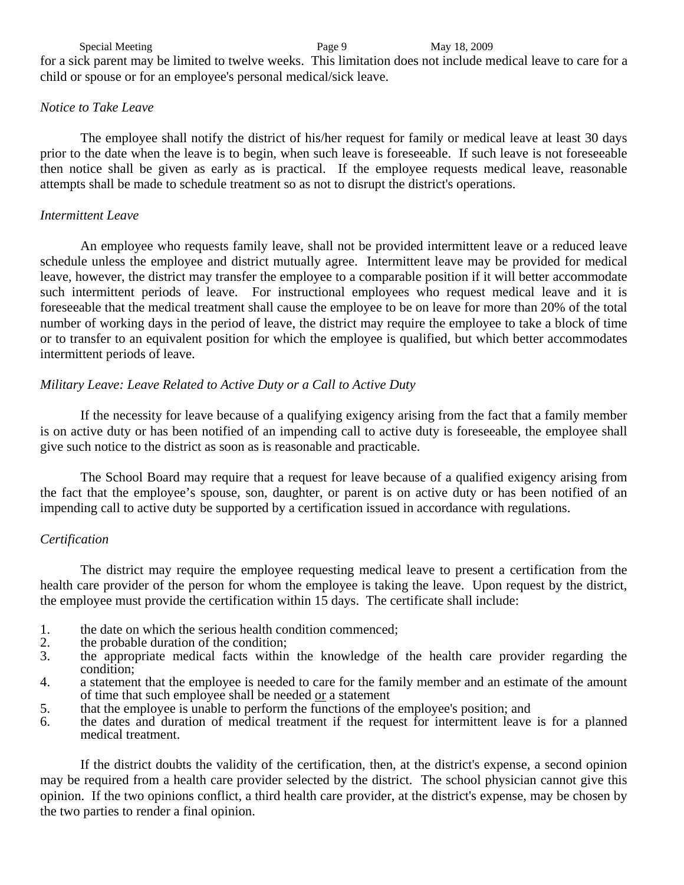for a sick parent may be limited to twelve weeks. This limitation does not include medical leave to care for a child or spouse or for an employee's personal medical/sick leave.

*Notice to Take Leave*

The employee shall notify the district of his/her request for family or medical leave at least 30 days prior to the date when the leave is to begin, when such leave is foreseeable. If such leave is not foreseeable then notice shall be given as early as is practical. If the employee requests medical leave, reasonable attempts shall be made to schedule treatment so as not to disrupt the district's operations.

*Intermittent Leave*

An employee who requests family leave, shall not be provided intermittent leave or a reduced leave schedule unless the employee and district mutually agree. Intermittent leave may be provided for medical leave, however, the district may transfer the employee to a comparable position if it will better accommodate such intermittent periods of leave. For instructional employees who request medical leave and it is foreseeable that the medical treatment shall cause the employee to be on leave for more than 20% of the total number of working days in the period of leave, the district may require the employee to take a block of time or to transfer to an equivalent position for which the employee is qualified, but which better accommodates intermittent periods of leave.

*Military Leave: Leave Related to Active Duty or a Call to Active Duty*

If the necessity for leave because of a qualifying exigency arising from the fact that a family member is on active duty or has been notified of an impending call to active duty is foreseeable, the employee shall give such notice to the district as soon as is reasonable and practicable.

The School Board may require that a request for leave because of a qualified exigency arising from the fact that the employee's spouse, son, daughter, or parent is on active duty or has been notified of an impending call to active duty be supported by a certification issued in accordance with regulations.

*Certification*

The district may require the employee requesting medical leave to present a certification from the health care provider of the person for whom the employee is taking the leave. Upon request by the district, the employee must provide the certification within 15 days. The certificate shall include:

1. the date on which the serious health condition commenced;
2. the probable duration of the condition;
3. the appropriate medical facts within the knowledge of the health care provider regarding the condition;
4. a statement that the employee is needed to care for the family member and an estimate of the amount of time that such employee shall be needed <u>or</u> a statement
5. that the employee is unable to perform the functions of the employee's position; and
6. the dates and duration of medical treatment if the request for intermittent leave is for a planned medical treatment.

If the district doubts the validity of the certification, then, at the district's expense, a second opinion may be required from a health care provider selected by the district. The school physician cannot give this opinion. If the two opinions conflict, a third health care provider, at the district's expense, may be chosen by the two parties to render a final opinion.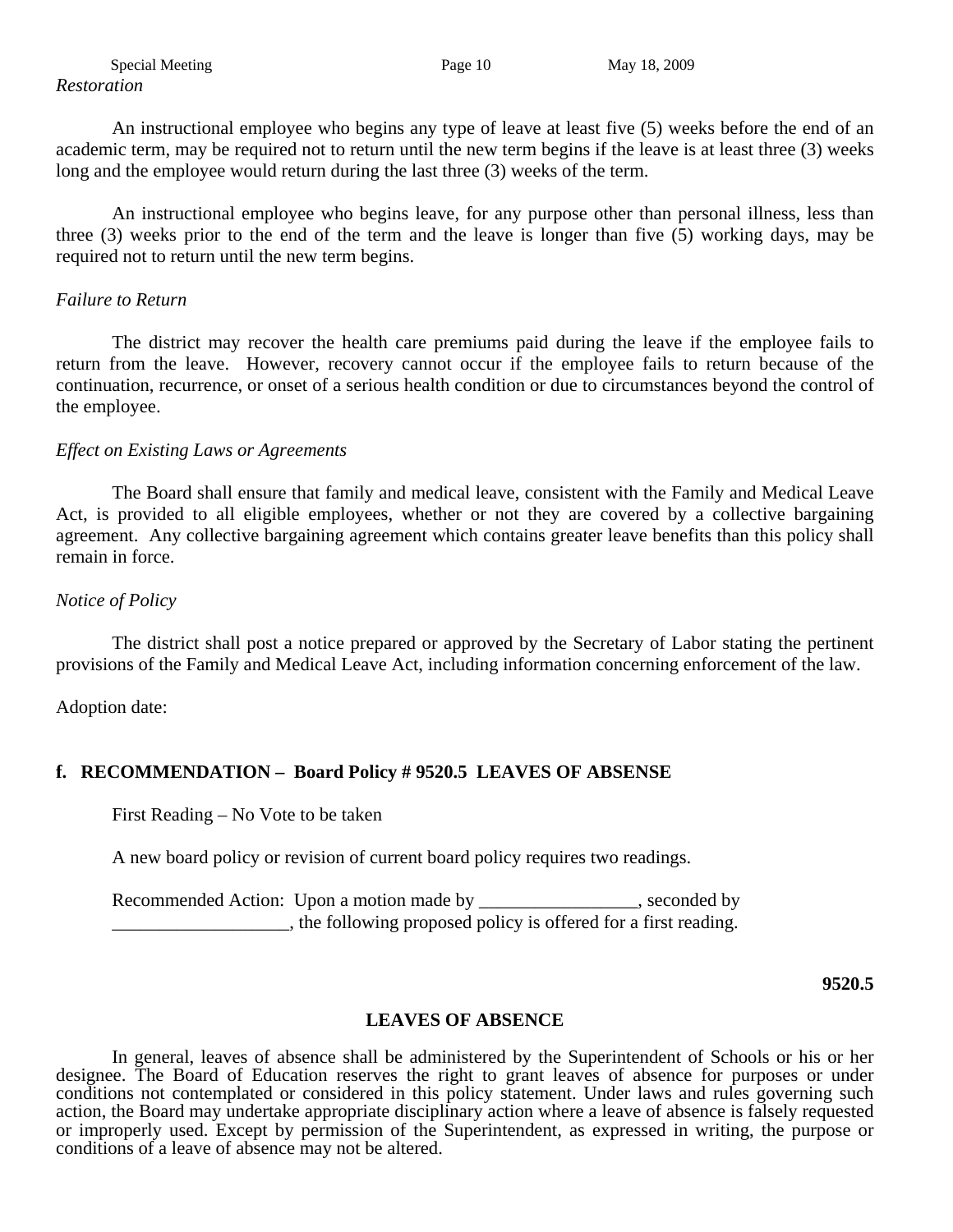*Restoration*

An instructional employee who begins any type of leave at least five (5) weeks before the end of an academic term, may be required not to return until the new term begins if the leave is at least three (3) weeks long and the employee would return during the last three (3) weeks of the term.

An instructional employee who begins leave, for any purpose other than personal illness, less than three (3) weeks prior to the end of the term and the leave is longer than five (5) working days, may be required not to return until the new term begins.

*Failure to Return*

The district may recover the health care premiums paid during the leave if the employee fails to return from the leave. However, recovery cannot occur if the employee fails to return because of the continuation, recurrence, or onset of a serious health condition or due to circumstances beyond the control of the employee.

*Effect on Existing Laws or Agreements*

The Board shall ensure that family and medical leave, consistent with the Family and Medical Leave Act, is provided to all eligible employees, whether or not they are covered by a collective bargaining agreement. Any collective bargaining agreement which contains greater leave benefits than this policy shall remain in force.

*Notice of Policy*

The district shall post a notice prepared or approved by the Secretary of Labor stating the pertinent provisions of the Family and Medical Leave Act, including information concerning enforcement of the law.

Adoption date:

**f. RECOMMENDATION – Board Policy # 9520.5 LEAVES OF ABSENSE**

First Reading – No Vote to be taken

A new board policy or revision of current board policy requires two readings.

Recommended Action: Upon a motion made by _________________, seconded by ___________________, the following proposed policy is offered for a first reading.

**9520.5**

**LEAVES OF ABSENCE**

In general, leaves of absence shall be administered by the Superintendent of Schools or his or her designee. The Board of Education reserves the right to grant leaves of absence for purposes or under conditions not contemplated or considered in this policy statement. Under laws and rules governing such action, the Board may undertake appropriate disciplinary action where a leave of absence is falsely requested or improperly used. Except by permission of the Superintendent, as expressed in writing, the purpose or conditions of a leave of absence may not be altered.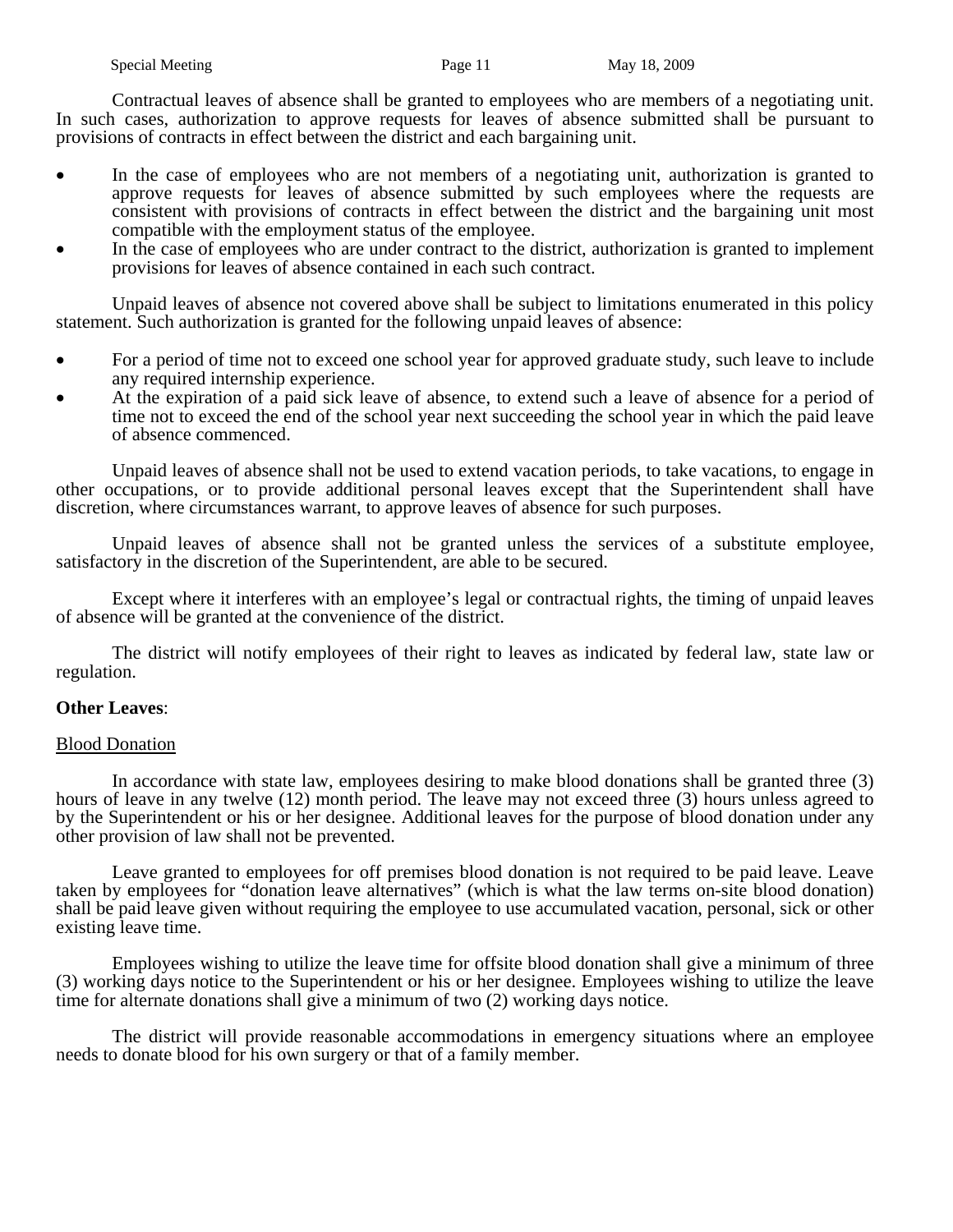Contractual leaves of absence shall be granted to employees who are members of a negotiating unit. In such cases, authorization to approve requests for leaves of absence submitted shall be pursuant to provisions of contracts in effect between the district and each bargaining unit.

- In the case of employees who are not members of a negotiating unit, authorization is granted to approve requests for leaves of absence submitted by such employees where the requests are consistent with provisions of contracts in effect between the district and the bargaining unit most compatible with the employment status of the employee.
- In the case of employees who are under contract to the district, authorization is granted to implement provisions for leaves of absence contained in each such contract.

Unpaid leaves of absence not covered above shall be subject to limitations enumerated in this policy statement. Such authorization is granted for the following unpaid leaves of absence:

- For a period of time not to exceed one school year for approved graduate study, such leave to include any required internship experience.
- At the expiration of a paid sick leave of absence, to extend such a leave of absence for a period of time not to exceed the end of the school year next succeeding the school year in which the paid leave of absence commenced.

Unpaid leaves of absence shall not be used to extend vacation periods, to take vacations, to engage in other occupations, or to provide additional personal leaves except that the Superintendent shall have discretion, where circumstances warrant, to approve leaves of absence for such purposes.

Unpaid leaves of absence shall not be granted unless the services of a substitute employee, satisfactory in the discretion of the Superintendent, are able to be secured.

Except where it interferes with an employee's legal or contractual rights, the timing of unpaid leaves of absence will be granted at the convenience of the district.

The district will notify employees of their right to leaves as indicated by federal law, state law or regulation.

**Other Leaves**:

Blood Donation

In accordance with state law, employees desiring to make blood donations shall be granted three (3) hours of leave in any twelve (12) month period. The leave may not exceed three (3) hours unless agreed to by the Superintendent or his or her designee. Additional leaves for the purpose of blood donation under any other provision of law shall not be prevented.

Leave granted to employees for off premises blood donation is not required to be paid leave. Leave taken by employees for "donation leave alternatives" (which is what the law terms on-site blood donation) shall be paid leave given without requiring the employee to use accumulated vacation, personal, sick or other existing leave time.

Employees wishing to utilize the leave time for offsite blood donation shall give a minimum of three (3) working days notice to the Superintendent or his or her designee. Employees wishing to utilize the leave time for alternate donations shall give a minimum of two (2) working days notice.

The district will provide reasonable accommodations in emergency situations where an employee needs to donate blood for his own surgery or that of a family member.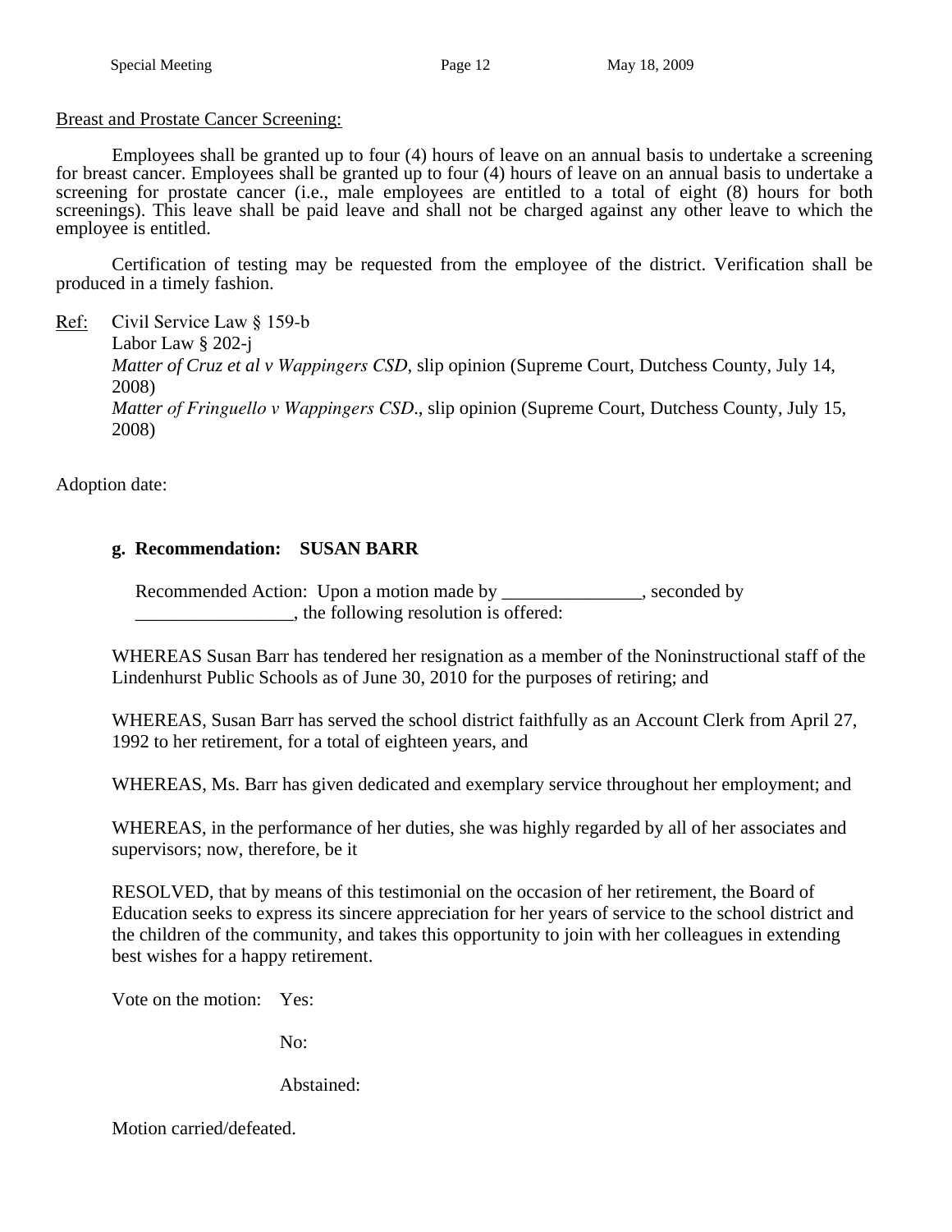<u>Breast and Prostate Cancer Screening:</u>

Employees shall be granted up to four (4) hours of leave on an annual basis to undertake a screening for breast cancer. Employees shall be granted up to four (4) hours of leave on an annual basis to undertake a screening for prostate cancer (i.e., male employees are entitled to a total of eight (8) hours for both screenings). This leave shall be paid leave and shall not be charged against any other leave to which the employee is entitled.

Certification of testing may be requested from the employee of the district. Verification shall be produced in a timely fashion.

<u>Ref:</u> Civil Service Law § 159-b
Labor Law § 202-j
*Matter of Cruz et al v Wappingers CSD*, slip opinion (Supreme Court, Dutchess County, July 14, 2008)
*Matter of Fringuello v Wappingers CSD.*, slip opinion (Supreme Court, Dutchess County, July 15, 2008)

Adoption date:

**g. Recommendation: SUSAN BARR**

Recommended Action: Upon a motion made by _______________, seconded by _________________, the following resolution is offered:

WHEREAS Susan Barr has tendered her resignation as a member of the Noninstructional staff of the Lindenhurst Public Schools as of June 30, 2010 for the purposes of retiring; and

WHEREAS, Susan Barr has served the school district faithfully as an Account Clerk from April 27, 1992 to her retirement, for a total of eighteen years, and

WHEREAS, Ms. Barr has given dedicated and exemplary service throughout her employment; and

WHEREAS, in the performance of her duties, she was highly regarded by all of her associates and supervisors; now, therefore, be it

RESOLVED, that by means of this testimonial on the occasion of her retirement, the Board of Education seeks to express its sincere appreciation for her years of service to the school district and the children of the community, and takes this opportunity to join with her colleagues in extending best wishes for a happy retirement.

Vote on the motion: Yes:

No:

Abstained:

Motion carried/defeated.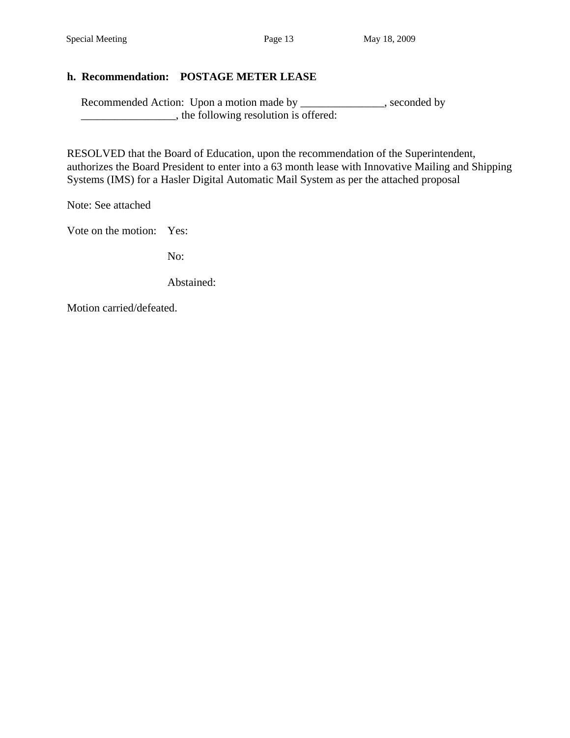### h. Recommendation: POSTAGE METER LEASE

Recommended Action: Upon a motion made by _______________, seconded by _________________, the following resolution is offered:

RESOLVED that the Board of Education, upon the recommendation of the Superintendent, authorizes the Board President to enter into a 63 month lease with Innovative Mailing and Shipping Systems (IMS) for a Hasler Digital Automatic Mail System as per the attached proposal

Note: See attached

Vote on the motion: Yes:

No:

Abstained:

Motion carried/defeated.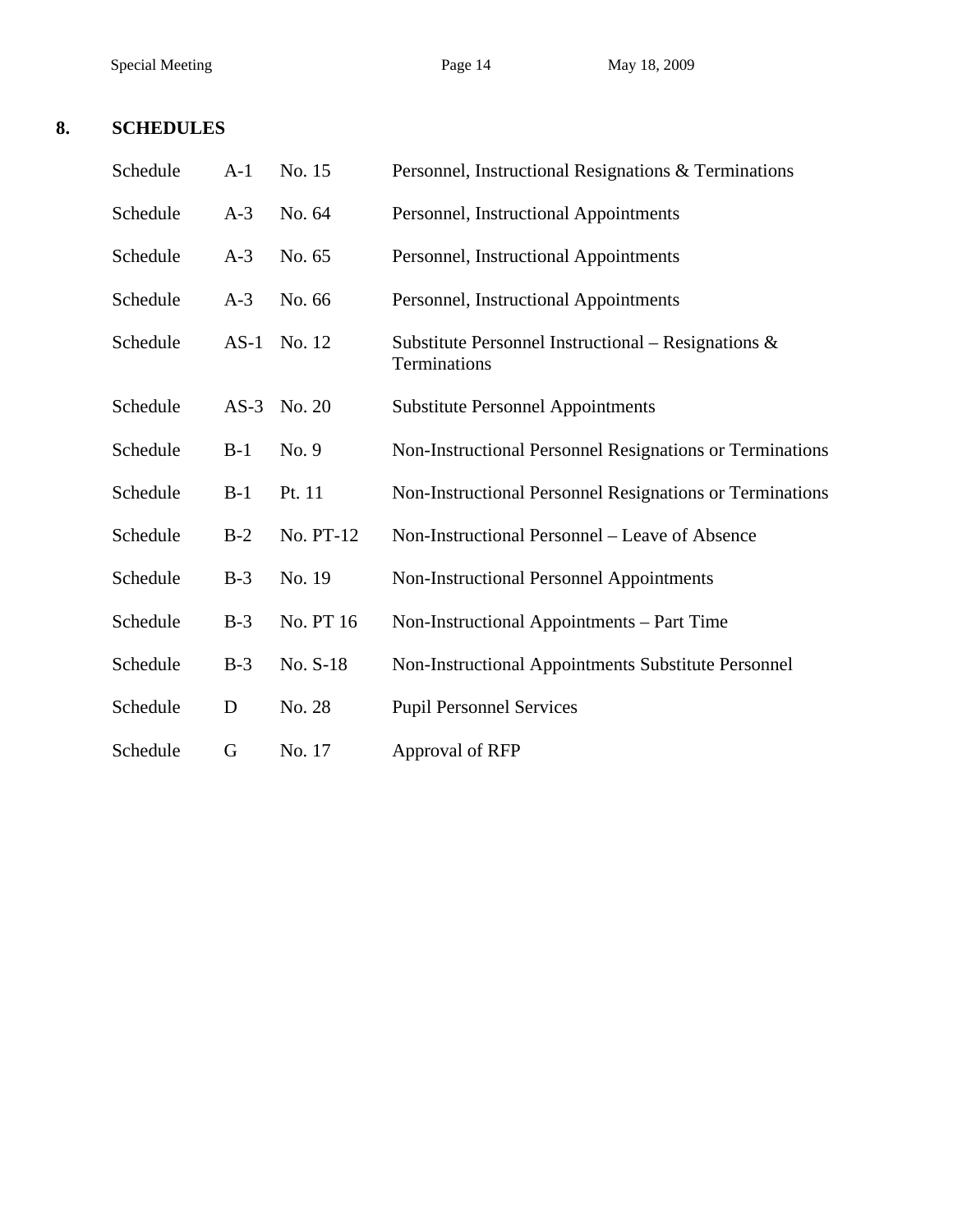## 8. SCHEDULES

| | | | |
|---|---|---|---|
| Schedule | A-1 | No. 15 | Personnel, Instructional Resignations & Terminations |
| Schedule | A-3 | No. 64 | Personnel, Instructional Appointments |
| Schedule | A-3 | No. 65 | Personnel, Instructional Appointments |
| Schedule | A-3 | No. 66 | Personnel, Instructional Appointments |
| Schedule | AS-1 | No. 12 | Substitute Personnel Instructional – Resignations & Terminations |
| Schedule | AS-3 | No. 20 | Substitute Personnel Appointments |
| Schedule | B-1 | No. 9 | Non-Instructional Personnel Resignations or Terminations |
| Schedule | B-1 | Pt. 11 | Non-Instructional Personnel Resignations or Terminations |
| Schedule | B-2 | No. PT-12 | Non-Instructional Personnel – Leave of Absence |
| Schedule | B-3 | No. 19 | Non-Instructional Personnel Appointments |
| Schedule | B-3 | No. PT 16 | Non-Instructional Appointments – Part Time |
| Schedule | B-3 | No. S-18 | Non-Instructional Appointments Substitute Personnel |
| Schedule | D | No. 28 | Pupil Personnel Services |
| Schedule | G | No. 17 | Approval of RFP |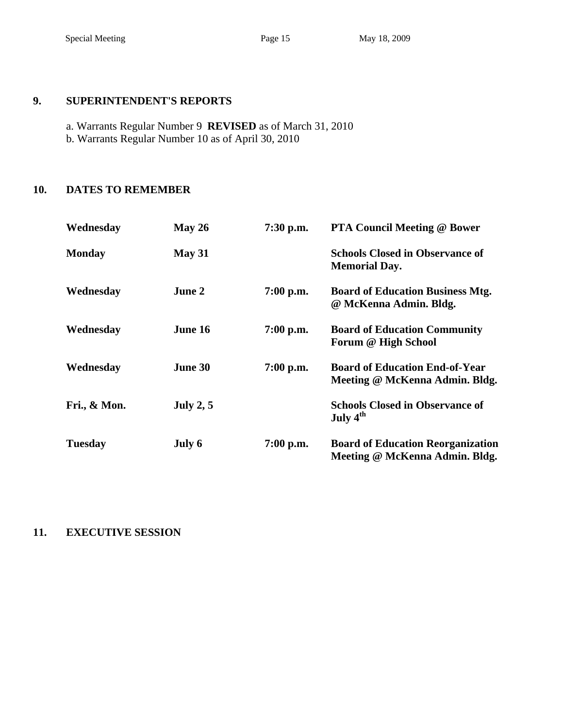## 9. SUPERINTENDENT'S REPORTS

a. Warrants Regular Number 9 **REVISED** as of March 31, 2010
b. Warrants Regular Number 10 as of April 30, 2010

## 10. DATES TO REMEMBER

| | | | |
|---|---|---|---|
| **Wednesday** | **May 26** | **7:30 p.m.** | **PTA Council Meeting @ Bower** |
| **Monday** | **May 31** | | **Schools Closed in Observance of Memorial Day.** |
| **Wednesday** | **June 2** | **7:00 p.m.** | **Board of Education Business Mtg. @ McKenna Admin. Bldg.** |
| **Wednesday** | **June 16** | **7:00 p.m.** | **Board of Education Community Forum @ High School** |
| **Wednesday** | **June 30** | **7:00 p.m.** | **Board of Education End-of-Year Meeting @ McKenna Admin. Bldg.** |
| **Fri., & Mon.** | **July 2, 5** | | **Schools Closed in Observance of July 4th** |
| **Tuesday** | **July 6** | **7:00 p.m.** | **Board of Education Reorganization Meeting @ McKenna Admin. Bldg.** |

## 11. EXECUTIVE SESSION